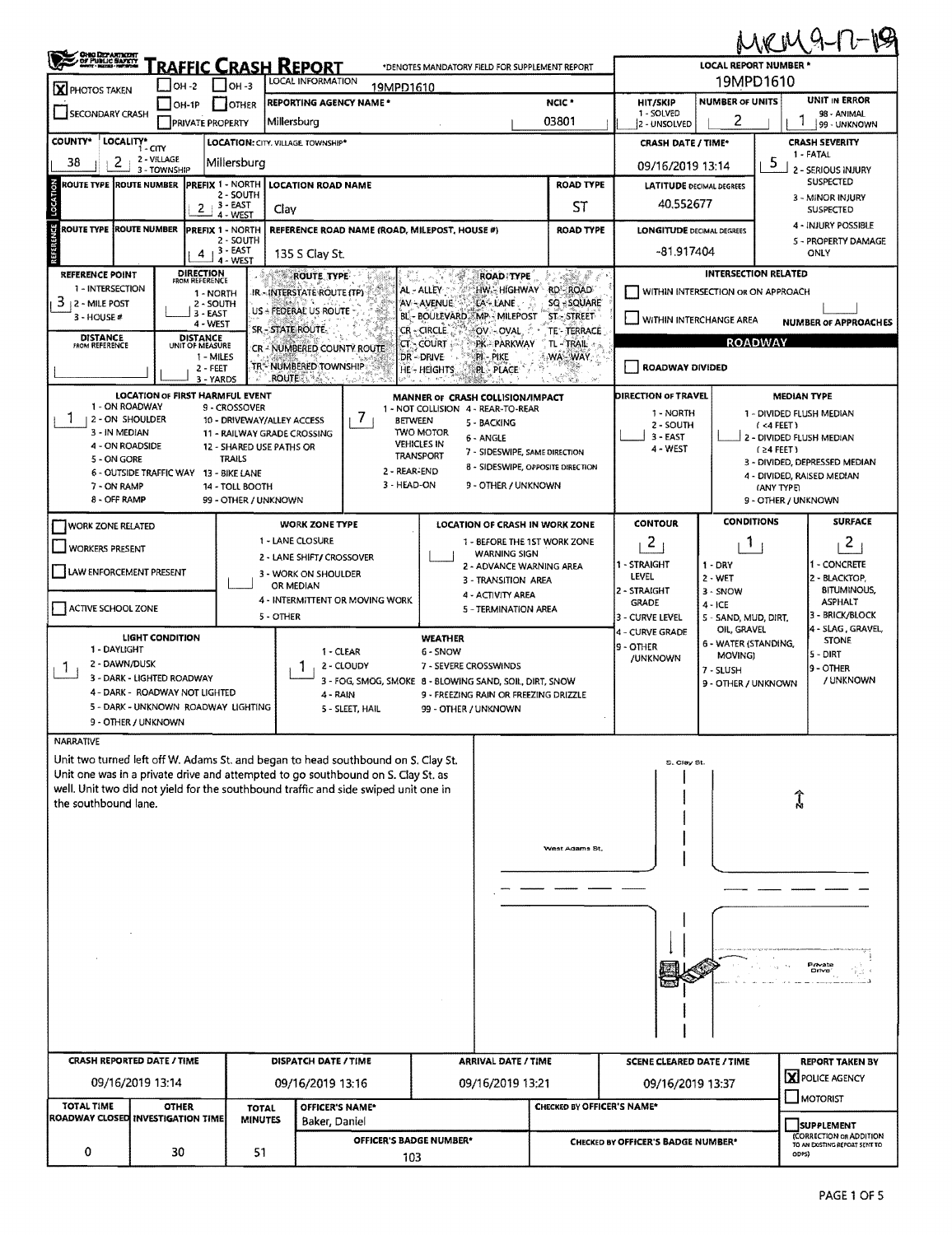MRM 9-17-19

# TRAFFIC CRASH REPORT

*DENOTES MANDATORY FIELD FOR SUPPLEMENT REPORT

LOCAL REPORT NUMBER *: 19MPD1610

| Field | Value |
|---|---|
| PHOTOS TAKEN | [X] |
| SECONDARY CRASH | [ ] |
| OH-2 / OH-1P / OH-3 / OTHER / PRIVATE PROPERTY | [ ] |
| LOCAL INFORMATION | 19MPD1610 |
| REPORTING AGENCY NAME * | Millersburg |
| NCIC * | 03801 |
| HIT/SKIP (1 - SOLVED, 2 - UNSOLVED) | |
| NUMBER OF UNITS | 2 |
| UNIT IN ERROR (98 - ANIMAL, 99 - UNKNOWN) | 1 |
| COUNTY* | 38 |
| LOCALITY* (1 - CITY, 2 - VILLAGE, 3 - TOWNSHIP) | 2 |
| LOCATION: CITY, VILLAGE, TOWNSHIP* | Millersburg |
| CRASH DATE / TIME* | 09/16/2019 13:14 |
| CRASH SEVERITY (1 - FATAL, 2 - SERIOUS INJURY SUSPECTED, 3 - MINOR INJURY SUSPECTED, 4 - INJURY POSSIBLE, 5 - PROPERTY DAMAGE ONLY) | 5 |

## LOCATION

| ROUTE TYPE | ROUTE NUMBER | PREFIX (1 - NORTH, 2 - SOUTH, 3 - EAST, 4 - WEST) | LOCATION ROAD NAME | ROAD TYPE | LATITUDE DECIMAL DEGREES |
|---|---|---|---|---|---|
| | | 2 | Clay | ST | 40.552677 |

## REFERENCE

| ROUTE TYPE | ROUTE NUMBER | PREFIX (1 - NORTH, 2 - SOUTH, 3 - EAST, 4 - WEST) | REFERENCE ROAD NAME (ROAD, MILEPOST, HOUSE #) | ROAD TYPE | LONGITUDE DECIMAL DEGREES |
|---|---|---|---|---|---|
| | | 4 | 135 S Clay St. | | -81.917404 |

REFERENCE POINT (1 - INTERSECTION, 2 - MILE POST, 3 - HOUSE #): 3

DIRECTION FROM REFERENCE: 1 - NORTH, 2 - SOUTH, 3 - EAST, 4 - WEST

DISTANCE FROM REFERENCE:

DISTANCE UNIT OF MEASURE: 1 - MILES, 2 - FEET, 3 - YARDS

ROUTE TYPE: IR - INTERSTATE ROUTE (TP), US - FEDERAL US ROUTE, SR - STATE ROUTE, CR - NUMBERED COUNTY ROUTE, TR - NUMBERED TOWNSHIP ROUTE

ROAD TYPE: AL - ALLEY, AV - AVENUE, BL - BOULEVARD, CR - CIRCLE, CT - COURT, DR - DRIVE, HE - HEIGHTS, HW - HIGHWAY, LA - LANE, MP - MILEPOST, OV - OVAL, PK - PARKWAY, PI - PIKE, PL - PLACE, RD - ROAD, SQ - SQUARE, ST - STREET, TE - TERRACE, TL - TRAIL, WA - WAY

INTERSECTION RELATED: [ ] WITHIN INTERSECTION OR ON APPROACH; [ ] WITHIN INTERCHANGE AREA; NUMBER OF APPROACHES:

## ROADWAY

[ ] ROADWAY DIVIDED

LOCATION OF FIRST HARMFUL EVENT: 1 (1 - ON ROADWAY, 2 - ON SHOULDER, 3 - IN MEDIAN, 4 - ON ROADSIDE, 5 - ON GORE, 6 - OUTSIDE TRAFFIC WAY, 7 - ON RAMP, 8 - OFF RAMP, 9 - CROSSOVER, 10 - DRIVEWAY/ALLEY ACCESS, 11 - RAILWAY GRADE CROSSING, 12 - SHARED USE PATHS OR TRAILS, 13 - BIKE LANE, 14 - TOLL BOOTH, 99 - OTHER / UNKNOWN)

MANNER OF CRASH COLLISION/IMPACT: 7 (1 - NOT COLLISION BETWEEN TWO MOTOR VEHICLES IN TRANSPORT, 2 - REAR-END, 3 - HEAD-ON, 4 - REAR-TO-REAR, 5 - BACKING, 6 - ANGLE, 7 - SIDESWIPE, SAME DIRECTION, 8 - SIDESWIPE, OPPOSITE DIRECTION, 9 - OTHER / UNKNOWN)

DIRECTION OF TRAVEL: (1 - NORTH, 2 - SOUTH, 3 - EAST, 4 - WEST)

MEDIAN TYPE: (1 - DIVIDED FLUSH MEDIAN (<4 FEET), 2 - DIVIDED FLUSH MEDIAN (≥4 FEET), 3 - DIVIDED, DEPRESSED MEDIAN, 4 - DIVIDED, RAISED MEDIAN (ANY TYPE), 9 - OTHER / UNKNOWN)

[ ] WORK ZONE RELATED; [ ] WORKERS PRESENT; [ ] LAW ENFORCEMENT PRESENT; [ ] ACTIVE SCHOOL ZONE

WORK ZONE TYPE: (1 - LANE CLOSURE, 2 - LANE SHIFT/CROSSOVER, 3 - WORK ON SHOULDER OR MEDIAN, 4 - INTERMITTENT OR MOVING WORK, 5 - OTHER)

LOCATION OF CRASH IN WORK ZONE: (1 - BEFORE THE 1ST WORK ZONE WARNING SIGN, 2 - ADVANCE WARNING AREA, 3 - TRANSITION AREA, 4 - ACTIVITY AREA, 5 - TERMINATION AREA)

CONTOUR: 2 (1 - STRAIGHT LEVEL, 2 - STRAIGHT GRADE, 3 - CURVE LEVEL, 4 - CURVE GRADE, 9 - OTHER /UNKNOWN)

CONDITIONS: 1 (1 - DRY, 2 - WET, 3 - SNOW, 4 - ICE, 5 - SAND, MUD, DIRT, OIL, GRAVEL, 6 - WATER (STANDING, MOVING), 7 - SLUSH, 9 - OTHER / UNKNOWN)

SURFACE: 2 (1 - CONCRETE, 2 - BLACKTOP, BITUMINOUS, ASPHALT, 3 - BRICK/BLOCK, 4 - SLAG, GRAVEL, STONE, 5 - DIRT, 9 - OTHER / UNKNOWN)

LIGHT CONDITION: 1 (1 - DAYLIGHT, 2 - DAWN/DUSK, 3 - DARK - LIGHTED ROADWAY, 4 - DARK - ROADWAY NOT LIGHTED, 5 - DARK - UNKNOWN ROADWAY LIGHTING, 9 - OTHER / UNKNOWN)

WEATHER: 1 (1 - CLEAR, 2 - CLOUDY, 3 - FOG, SMOG, SMOKE, 4 - RAIN, 5 - SLEET, HAIL, 6 - SNOW, 7 - SEVERE CROSSWINDS, 8 - BLOWING SAND, SOIL, DIRT, SNOW, 9 - FREEZING RAIN OR FREEZING DRIZZLE, 99 - OTHER / UNKNOWN)

## NARRATIVE

Unit two turned left off W. Adams St. and began to head southbound on S. Clay St. Unit one was in a private drive and attempted to go southbound on S. Clay St. as well. Unit two did not yield for the southbound traffic and side swiped unit one in the southbound lane.

(Diagram labels: S. Clay St., West Adams St., Private Drive, N)

| CRASH REPORTED DATE / TIME | DISPATCH DATE / TIME | ARRIVAL DATE / TIME | SCENE CLEARED DATE / TIME | REPORT TAKEN BY |
|---|---|---|---|---|
| 09/16/2019 13:14 | 09/16/2019 13:16 | 09/16/2019 13:21 | 09/16/2019 13:37 | [X] POLICE AGENCY [ ] MOTORIST |

| TOTAL TIME ROADWAY CLOSED | OTHER INVESTIGATION TIME | TOTAL MINUTES | OFFICER'S NAME* | OFFICER'S BADGE NUMBER* | CHECKED BY OFFICER'S NAME* | CHECKED BY OFFICER'S BADGE NUMBER* |
|---|---|---|---|---|---|---|
| 0 | 30 | 51 | Baker, Daniel | 103 | | |

[ ] SUPPLEMENT (CORRECTION OR ADDITION TO AN EXISTING REPORT SENT TO ODPS)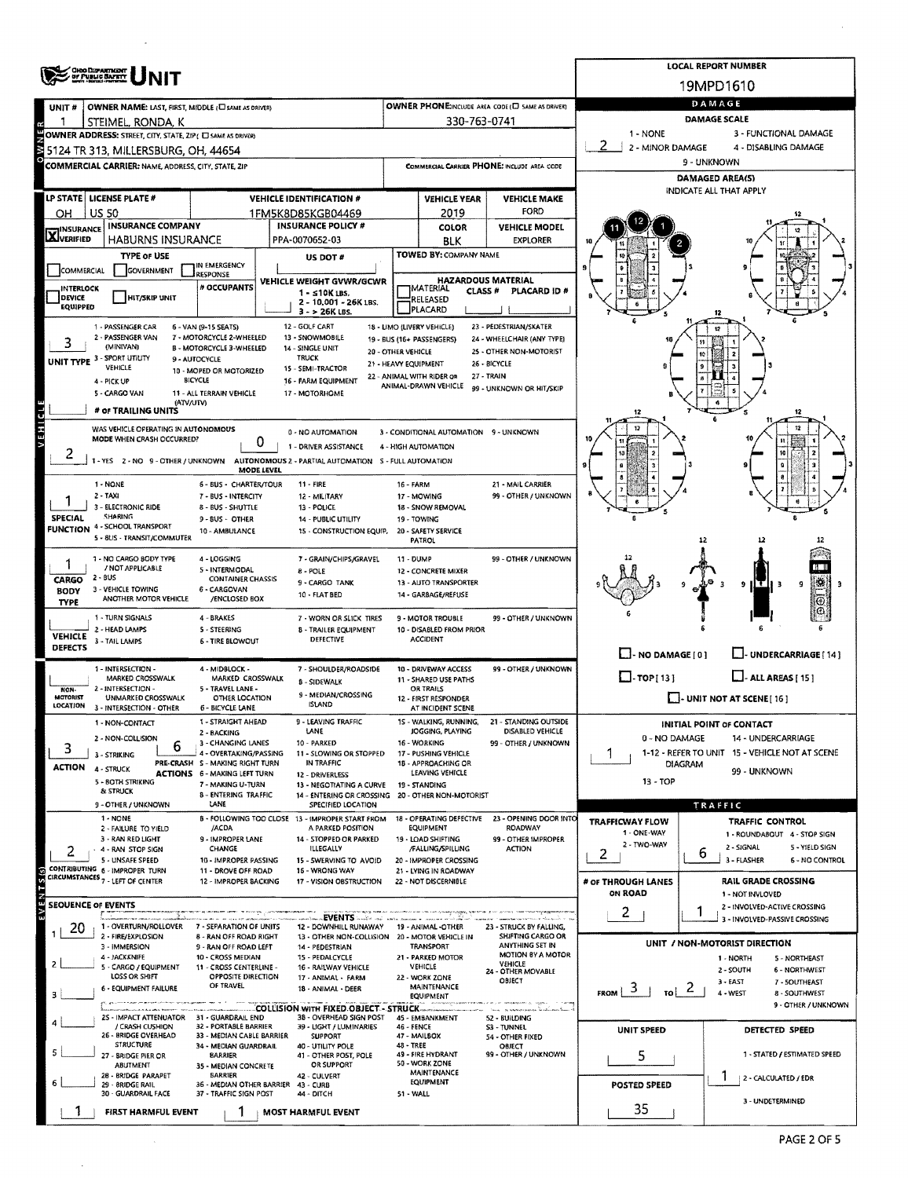# UNIT

**LOCAL REPORT NUMBER:** 19MPD1610

| UNIT # | OWNER NAME: LAST, FIRST, MIDDLE | OWNER PHONE |
|---|---|---|
| 1 | STEIMEL, RONDA, K | 330-763-0741 |

**OWNER ADDRESS:** 5124 TR 313, MILLERSBURG, OH, 44654

**COMMERCIAL CARRIER:** NAME, ADDRESS, CITY, STATE, ZIP

**COMMERCIAL CARRIER PHONE:**

| LP STATE | LICENSE PLATE # | VEHICLE IDENTIFICATION # | VEHICLE YEAR | VEHICLE MAKE |
|---|---|---|---|---|
| OH | US 50 | 1FM5K8D85KGB04469 | 2019 | FORD |

| INSURANCE | INSURANCE COMPANY | INSURANCE POLICY # | COLOR | VEHICLE MODEL |
|---|---|---|---|---|
| X VERIFIED | HABURNS INSURANCE | PPA-0070652-03 | BLK | EXPLORER |

**TYPE OF USE:** COMMERCIAL / GOVERNMENT / IN EMERGENCY RESPONSE

**US DOT #:**

**TOWED BY:** COMPANY NAME

**INTERLOCK DEVICE EQUIPPED** / **HIT/SKIP UNIT** / **# OCCUPANTS**

**VEHICLE WEIGHT GVWR/GCWR:** 1 - ≤10K LBS. 2 - 10,001 - 26K LBS. 3 - > 26K LBS.

**HAZARDOUS MATERIAL:** MATERIAL RELEASED / PLACARD — CLASS # — PLACARD ID #

**UNIT TYPE:** 3
1 - PASSENGER CAR, 2 - PASSENGER VAN (MINIVAN), 3 - SPORT UTILITY VEHICLE, 4 - PICK UP, 5 - CARGO VAN, 6 - VAN (9-15 SEATS), 7 - MOTORCYCLE 2-WHEELED, 8 - MOTORCYCLE 3-WHEELED, 9 - AUTOCYCLE, 10 - MOPED OR MOTORIZED BICYCLE, 11 - ALL TERRAIN VEHICLE (ATV/UTV), 12 - GOLF CART, 13 - SNOWMOBILE, 14 - SINGLE UNIT TRUCK, 15 - SEMI-TRACTOR, 16 - FARM EQUIPMENT, 17 - MOTORHOME, 18 - LIMO (LIVERY VEHICLE), 19 - BUS (16+ PASSENGERS), 20 - OTHER VEHICLE, 21 - HEAVY EQUIPMENT, 22 - ANIMAL WITH RIDER OR ANIMAL-DRAWN VEHICLE, 23 - PEDESTRIAN/SKATER, 24 - WHEELCHAIR (ANY TYPE), 25 - OTHER NON-MOTORIST, 26 - BICYCLE, 27 - TRAIN, 99 - UNKNOWN OR HIT/SKIP

**# OF TRAILING UNITS:**

**WAS VEHICLE OPERATING IN AUTONOMOUS MODE WHEN CRASH OCCURRED?** 2
1 - YES 2 - NO 9 - OTHER / UNKNOWN

**AUTONOMOUS MODE LEVEL:** 0
0 - NO AUTOMATION, 1 - DRIVER ASSISTANCE, 2 - PARTIAL AUTOMATION, 3 - CONDITIONAL AUTOMATION, 4 - HIGH AUTOMATION, 5 - FULL AUTOMATION, 9 - UNKNOWN

**SPECIAL FUNCTION:** 1
1 - NONE, 2 - TAXI, 3 - ELECTRONIC RIDE SHARING, 4 - SCHOOL TRANSPORT, 5 - BUS - TRANSIT/COMMUTER, 6 - BUS - CHARTER/TOUR, 7 - BUS - INTERCITY, 8 - BUS - SHUTTLE, 9 - BUS - OTHER, 10 - AMBULANCE, 11 - FIRE, 12 - MILITARY, 13 - POLICE, 14 - PUBLIC UTILITY, 15 - CONSTRUCTION EQUIP., 16 - FARM, 17 - MOWING, 18 - SNOW REMOVAL, 19 - TOWING, 20 - SAFETY SERVICE PATROL, 21 - MAIL CARRIER, 99 - OTHER / UNKNOWN

**CARGO BODY TYPE:** 1
1 - NO CARGO BODY TYPE / NOT APPLICABLE, 2 - BUS, 3 - VEHICLE TOWING ANOTHER MOTOR VEHICLE, 4 - LOGGING, 5 - INTERMODAL CONTAINER CHASSIS, 6 - CARGOVAN /ENCLOSED BOX, 7 - GRAIN/CHIPS/GRAVEL, 8 - POLE, 9 - CARGO TANK, 10 - FLAT BED, 11 - DUMP, 12 - CONCRETE MIXER, 13 - AUTO TRANSPORTER, 14 - GARBAGE/REFUSE, 99 - OTHER / UNKNOWN

**VEHICLE DEFECTS:**
1 - TURN SIGNALS, 2 - HEAD LAMPS, 3 - TAIL LAMPS, 4 - BRAKES, 5 - STEERING, 6 - TIRE BLOWOUT, 7 - WORN OR SLICK TIRES, 8 - TRAILER EQUIPMENT DEFECTIVE, 9 - MOTOR TROUBLE, 10 - DISABLED FROM PRIOR ACCIDENT, 99 - OTHER / UNKNOWN

**NON-MOTORIST LOCATION:**
1 - INTERSECTION - MARKED CROSSWALK, 2 - INTERSECTION - UNMARKED CROSSWALK, 3 - INTERSECTION - OTHER, 4 - MIDBLOCK - MARKED CROSSWALK, 5 - TRAVEL LANE - OTHER LOCATION, 6 - BICYCLE LANE, 7 - SHOULDER/ROADSIDE, 8 - SIDEWALK, 9 - MEDIAN/CROSSING ISLAND, 10 - DRIVEWAY ACCESS, 11 - SHARED USE PATHS OR TRAILS, 12 - FIRST RESPONDER AT INCIDENT SCENE, 99 - OTHER / UNKNOWN

**ACTION:** 3 **PRE-CRASH ACTIONS:** 6
1 - NON-CONTACT, 2 - NON-COLLISION, 3 - STRIKING, 4 - STRUCK, 5 - BOTH STRIKING & STRUCK, 9 - OTHER / UNKNOWN
1 - STRAIGHT AHEAD, 2 - BACKING, 3 - CHANGING LANES, 4 - OVERTAKING/PASSING, 5 - MAKING RIGHT TURN, 6 - MAKING LEFT TURN, 7 - MAKING U-TURN, 8 - ENTERING TRAFFIC LANE, 9 - LEAVING TRAFFIC LANE, 10 - PARKED, 11 - SLOWING OR STOPPED IN TRAFFIC, 12 - DRIVERLESS, 13 - NEGOTIATING A CURVE, 14 - ENTERING OR CROSSING SPECIFIED LOCATION, 15 - WALKING, RUNNING, JOGGING, PLAYING, 16 - WORKING, 17 - PUSHING VEHICLE, 18 - APPROACHING OR LEAVING VEHICLE, 19 - STANDING, 20 - OTHER NON-MOTORIST, 21 - STANDING OUTSIDE DISABLED VEHICLE, 99 - OTHER / UNKNOWN

**CONTRIBUTING CIRCUMSTANCES:** 2
1 - NONE, 2 - FAILURE TO YIELD, 3 - RAN RED LIGHT, 4 - RAN STOP SIGN, 5 - UNSAFE SPEED, 6 - IMPROPER TURN, 7 - LEFT OF CENTER, 8 - FOLLOWING TOO CLOSE /ACDA, 9 - IMPROPER LANE CHANGE, 10 - IMPROPER PASSING, 11 - DROVE OFF ROAD, 12 - IMPROPER BACKING, 13 - IMPROPER START FROM A PARKED POSITION, 14 - STOPPED OR PARKED ILLEGALLY, 15 - SWERVING TO AVOID, 16 - WRONG WAY, 17 - VISION OBSTRUCTION, 18 - OPERATING DEFECTIVE EQUIPMENT, 19 - LOAD SHIFTING /FALLING/SPILLING, 20 - IMPROPER CROSSING, 21 - LYING IN ROADWAY, 22 - NOT DISCERNIBLE, 23 - OPENING DOOR INTO ROADWAY, 99 - OTHER IMPROPER ACTION

**SEQUENCE OF EVENTS:** 1: 20

**EVENTS:** 1 - OVERTURN/ROLLOVER, 2 - FIRE/EXPLOSION, 3 - IMMERSION, 4 - JACKKNIFE, 5 - CARGO / EQUIPMENT LOSS OR SHIFT, 6 - EQUIPMENT FAILURE, 7 - SEPARATION OF UNITS, 8 - RAN OFF ROAD RIGHT, 9 - RAN OFF ROAD LEFT, 10 - CROSS MEDIAN, 11 - CROSS CENTERLINE - OPPOSITE DIRECTION OF TRAVEL, 12 - DOWNHILL RUNAWAY, 13 - OTHER NON-COLLISION, 14 - PEDESTRIAN, 15 - PEDALCYCLE, 16 - RAILWAY VEHICLE, 17 - ANIMAL - FARM, 18 - ANIMAL - DEER, 19 - ANIMAL -OTHER, 20 - MOTOR VEHICLE IN TRANSPORT, 21 - PARKED MOTOR VEHICLE, 22 - WORK ZONE MAINTENANCE EQUIPMENT, 23 - STRUCK BY FALLING, SHIFTING CARGO OR ANYTHING SET IN MOTION BY A MOTOR VEHICLE, 24 - OTHER MOVABLE OBJECT

**COLLISION WITH FIXED OBJECT - STRUCK:** 25 - IMPACT ATTENUATOR / CRASH CUSHION, 26 - BRIDGE OVERHEAD STRUCTURE, 27 - BRIDGE PIER OR ABUTMENT, 28 - BRIDGE PARAPET, 29 - BRIDGE RAIL, 30 - GUARDRAIL FACE, 31 - GUARDRAIL END, 32 - PORTABLE BARRIER, 33 - MEDIAN CABLE BARRIER, 34 - MEDIAN GUARDRAIL BARRIER, 35 - MEDIAN CONCRETE BARRIER, 36 - MEDIAN OTHER BARRIER, 37 - TRAFFIC SIGN POST, 38 - OVERHEAD SIGN POST, 39 - LIGHT / LUMINARIES SUPPORT, 40 - UTILITY POLE, 41 - OTHER POST, POLE OR SUPPORT, 42 - CULVERT, 43 - CURB, 44 - DITCH, 45 - EMBANKMENT, 46 - FENCE, 47 - MAILBOX, 48 - TREE, 49 - FIRE HYDRANT, 50 - WORK ZONE MAINTENANCE EQUIPMENT, 51 - WALL, 52 - BUILDING, 53 - TUNNEL, 54 - OTHER FIXED OBJECT, 99 - OTHER / UNKNOWN

**FIRST HARMFUL EVENT:** 1 **MOST HARMFUL EVENT:** 1

## DAMAGE

**DAMAGE SCALE:** 2
1 - NONE, 2 - MINOR DAMAGE, 3 - FUNCTIONAL DAMAGE, 4 - DISABLING DAMAGE, 9 - UNKNOWN

**DAMAGED AREA(S)** INDICATE ALL THAT APPLY: 11, 12, 1, 2

NO DAMAGE [0] / UNDERCARRIAGE [14] / TOP [13] / ALL AREAS [15] / UNIT NOT AT SCENE [16]

**INITIAL POINT OF CONTACT:** 1
0 - NO DAMAGE, 1-12 - REFER TO UNIT DIAGRAM, 13 - TOP, 14 - UNDERCARRIAGE, 15 - VEHICLE NOT AT SCENE, 99 - UNKNOWN

## TRAFFIC

**TRAFFICWAY FLOW:** 2 (1 - ONE-WAY, 2 - TWO-WAY)

**TRAFFIC CONTROL:** 6
1 - ROUNDABOUT, 2 - SIGNAL, 3 - FLASHER, 4 - STOP SIGN, 5 - YIELD SIGN, 6 - NO CONTROL

**# OF THROUGH LANES ON ROAD:** 2

**RAIL GRADE CROSSING:** 1
1 - NOT INVLOVED, 2 - INVOLVED-ACTIVE CROSSING, 3 - INVOLVED-PASSIVE CROSSING

**UNIT / NON-MOTORIST DIRECTION:** FROM 3 TO 2
1 - NORTH, 2 - SOUTH, 3 - EAST, 4 - WEST, 5 - NORTHEAST, 6 - NORTHWEST, 7 - SOUTHEAST, 8 - SOUTHWEST, 9 - OTHER / UNKNOWN

| UNIT SPEED | DETECTED SPEED |
|---|---|
| 5 | 1 |
| **POSTED SPEED** | 1 - STATED / ESTIMATED SPEED, 2 - CALCULATED / EDR, 3 - UNDETERMINED |
| 35 | |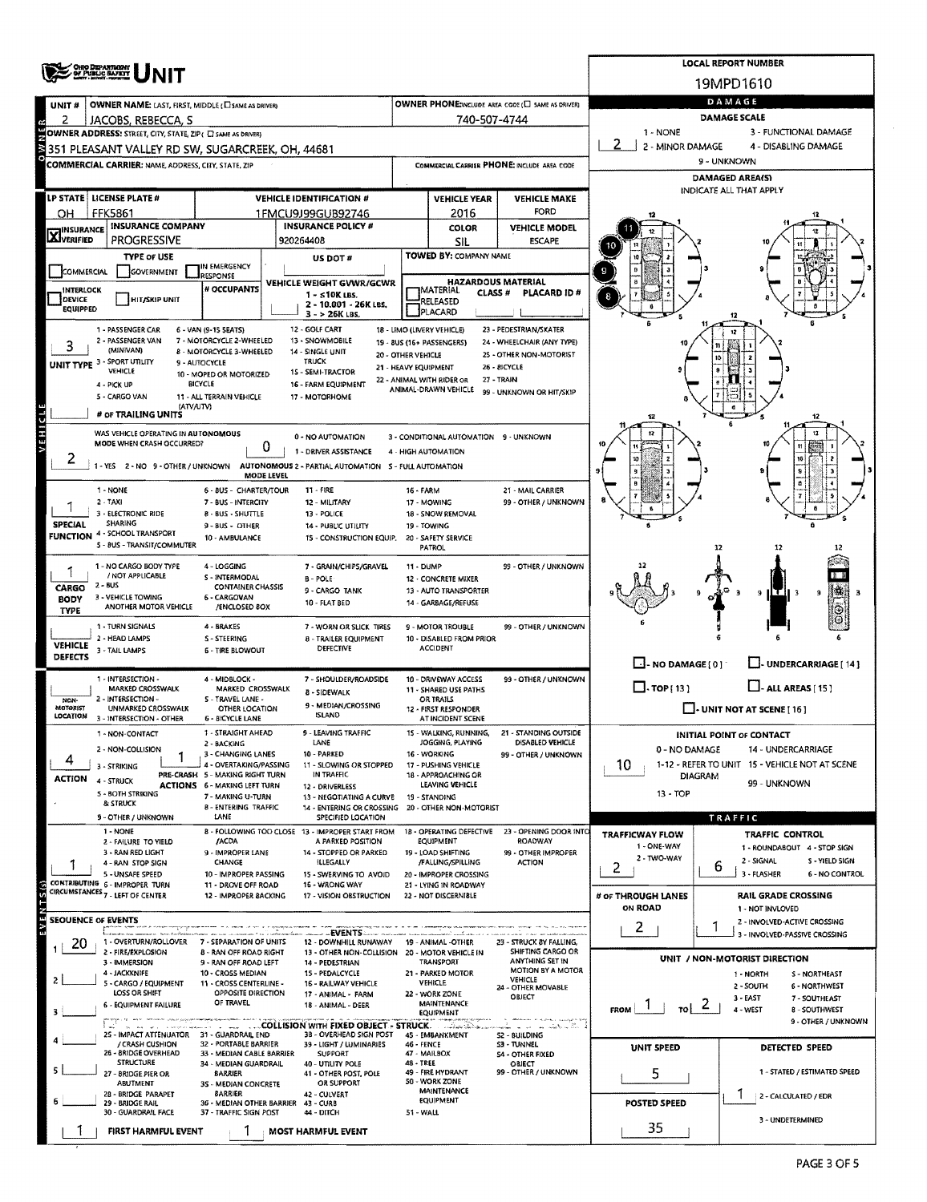# OHIO DEPARTMENT OF PUBLIC SAFETY UNIT

**LOCAL REPORT NUMBER:** 19MPD1610

| UNIT # | OWNER NAME: LAST, FIRST, MIDDLE (☐ SAME AS DRIVER) | OWNER PHONE: INCLUDE AREA CODE (☐ SAME AS DRIVER) |
|---|---|---|
| 2 | JACOBS, REBECCA, S | 740-507-4744 |

**OWNER ADDRESS:** STREET, CITY, STATE, ZIP (☐ SAME AS DRIVER)
351 PLEASANT VALLEY RD SW, SUGARCREEK, OH, 44681

**COMMERCIAL CARRIER:** NAME, ADDRESS, CITY, STATE, ZIP | **COMMERCIAL CARRIER PHONE:** INCLUDE AREA CODE

| LP STATE | LICENSE PLATE # | VEHICLE IDENTIFICATION # | VEHICLE YEAR | VEHICLE MAKE |
|---|---|---|---|---|
| OH | FFK5861 | 1FMCU9J99GUB92746 | 2016 | FORD |

| INSURANCE | INSURANCE COMPANY | INSURANCE POLICY # | COLOR | VEHICLE MODEL |
|---|---|---|---|---|
| ☒ VERIFIED | PROGRESSIVE | 920264408 | SIL | ESCAPE |

**TYPE OF USE:** ☐ COMMERCIAL ☐ GOVERNMENT ☐ IN EMERGENCY RESPONSE
**US DOT #**
**TOWED BY:** COMPANY NAME
☐ INTERLOCK DEVICE EQUIPPED ☐ HIT/SKIP UNIT
**# OCCUPANTS**
**VEHICLE WEIGHT GVWR/GCWR:** 1 - ≤10K LBS. 2 - 10.001 - 26K LBS. 3 - > 26K LBS.
**HAZARDOUS MATERIAL:** ☐ MATERIAL CLASS # ☐ RELEASED ☐ PLACARD | PLACARD ID #

**UNIT TYPE: 3**
1 - PASSENGER CAR, 2 - PASSENGER VAN (MINIVAN), 3 - SPORT UTILITY VEHICLE, 4 - PICK UP, 5 - CARGO VAN, 6 - VAN (9-15 SEATS), 7 - MOTORCYCLE 2-WHEELED, 8 - MOTORCYCLE 3-WHEELED, 9 - AUTOCYCLE, 10 - MOPED OR MOTORIZED BICYCLE, 11 - ALL TERRAIN VEHICLE (ATV/UTV), 12 - GOLF CART, 13 - SNOWMOBILE, 14 - SINGLE UNIT TRUCK, 15 - SEMI-TRACTOR, 16 - FARM EQUIPMENT, 17 - MOTORHOME, 18 - LIMO (LIVERY VEHICLE), 19 - BUS (16+ PASSENGERS), 20 - OTHER VEHICLE, 21 - HEAVY EQUIPMENT, 22 - ANIMAL WITH RIDER OR ANIMAL-DRAWN VEHICLE, 23 - PEDESTRIAN/SKATER, 24 - WHEELCHAIR (ANY TYPE), 25 - OTHER NON-MOTORIST, 26 - BICYCLE, 27 - TRAIN, 99 - UNKNOWN OR HIT/SKIP

**# OF TRAILING UNITS:**

**WAS VEHICLE OPERATING IN AUTONOMOUS MODE WHEN CRASH OCCURRED?** 2
1 - YES 2 - NO 9 - OTHER / UNKNOWN

**AUTONOMOUS MODE LEVEL:** 0
0 - NO AUTOMATION, 1 - DRIVER ASSISTANCE, 2 - PARTIAL AUTOMATION, 3 - CONDITIONAL AUTOMATION, 4 - HIGH AUTOMATION, 5 - FULL AUTOMATION, 9 - UNKNOWN

**SPECIAL FUNCTION: 1**
1 - NONE, 2 - TAXI, 3 - ELECTRONIC RIDE SHARING, 4 - SCHOOL TRANSPORT, 5 - BUS - TRANSIT/COMMUTER, 6 - BUS - CHARTER/TOUR, 7 - BUS - INTERCITY, 8 - BUS - SHUTTLE, 9 - BUS - OTHER, 10 - AMBULANCE, 11 - FIRE, 12 - MILITARY, 13 - POLICE, 14 - PUBLIC UTILITY, 15 - CONSTRUCTION EQUIP., 16 - FARM, 17 - MOWING, 18 - SNOW REMOVAL, 19 - TOWING, 20 - SAFETY SERVICE PATROL, 21 - MAIL CARRIER, 99 - OTHER / UNKNOWN

**CARGO BODY TYPE: 1**
1 - NO CARGO BODY TYPE / NOT APPLICABLE, 2 - BUS, 3 - VEHICLE TOWING ANOTHER MOTOR VEHICLE, 4 - LOGGING, 5 - INTERMODAL CONTAINER CHASSIS, 6 - CARGOVAN /ENCLOSED BOX, 7 - GRAIN/CHIPS/GRAVEL, 8 - POLE, 9 - CARGO TANK, 10 - FLAT BED, 11 - DUMP, 12 - CONCRETE MIXER, 13 - AUTO TRANSPORTER, 14 - GARBAGE/REFUSE, 99 - OTHER / UNKNOWN

**VEHICLE DEFECTS:**
1 - TURN SIGNALS, 2 - HEAD LAMPS, 3 - TAIL LAMPS, 4 - BRAKES, 5 - STEERING, 6 - TIRE BLOWOUT, 7 - WORN OR SLICK TIRES, 8 - TRAILER EQUIPMENT DEFECTIVE, 9 - MOTOR TROUBLE, 10 - DISABLED FROM PRIOR ACCIDENT, 99 - OTHER / UNKNOWN

**NON-MOTORIST LOCATION:**
1 - INTERSECTION - MARKED CROSSWALK, 2 - INTERSECTION - UNMARKED CROSSWALK, 3 - INTERSECTION - OTHER, 4 - MIDBLOCK - MARKED CROSSWALK, 5 - TRAVEL LANE - OTHER LOCATION, 6 - BICYCLE LANE, 7 - SHOULDER/ROADSIDE, 8 - SIDEWALK, 9 - MEDIAN/CROSSING ISLAND, 10 - DRIVEWAY ACCESS, 11 - SHARED USE PATHS OR TRAILS, 12 - FIRST RESPONDER AT INCIDENT SCENE, 99 - OTHER / UNKNOWN

**ACTION: 4** | **PRE-CRASH ACTIONS: 1**
1 - NON-CONTACT, 2 - NON-COLLISION, 3 - STRIKING, 4 - STRUCK, 5 - BOTH STRIKING & STRUCK, 9 - OTHER / UNKNOWN
1 - STRAIGHT AHEAD, 2 - BACKING, 3 - CHANGING LANES, 4 - OVERTAKING/PASSING, 5 - MAKING RIGHT TURN, 6 - MAKING LEFT TURN, 7 - MAKING U-TURN, 8 - ENTERING TRAFFIC LANE, 9 - LEAVING TRAFFIC LANE, 10 - PARKED, 11 - SLOWING OR STOPPED IN TRAFFIC, 12 - DRIVERLESS, 13 - NEGOTIATING A CURVE, 14 - ENTERING OR CROSSING SPECIFIED LOCATION, 15 - WALKING, RUNNING, JOGGING, PLAYING, 16 - WORKING, 17 - PUSHING VEHICLE, 18 - APPROACHING OR LEAVING VEHICLE, 19 - STANDING, 20 - OTHER NON-MOTORIST, 21 - STANDING OUTSIDE DISABLED VEHICLE, 99 - OTHER / UNKNOWN

**CONTRIBUTING CIRCUMSTANCES: 1**
1 - NONE, 2 - FAILURE TO YIELD, 3 - RAN RED LIGHT, 4 - RAN STOP SIGN, 5 - UNSAFE SPEED, 6 - IMPROPER TURN, 7 - LEFT OF CENTER, 8 - FOLLOWING TOO CLOSE /ACDA, 9 - IMPROPER LANE CHANGE, 10 - IMPROPER PASSING, 11 - DROVE OFF ROAD, 12 - IMPROPER BACKING, 13 - IMPROPER START FROM A PARKED POSITION, 14 - STOPPED OR PARKED ILLEGALLY, 15 - SWERVING TO AVOID, 16 - WRONG WAY, 17 - VISION OBSTRUCTION, 18 - OPERATING DEFECTIVE EQUIPMENT, 19 - LOAD SHIFTING /FALLING/SPILLING, 20 - IMPROPER CROSSING, 21 - LYING IN ROADWAY, 22 - NOT DISCERNIBLE, 23 - OPENING DOOR INTO ROADWAY, 99 - OTHER IMPROPER ACTION

## SEQUENCE OF EVENTS

| # | EVENT |
|---|---|
| 1 | 20 |
| 2 | |
| 3 | |
| 4 | |
| 5 | |
| 6 | |

**EVENTS:** 1 - OVERTURN/ROLLOVER, 2 - FIRE/EXPLOSION, 3 - IMMERSION, 4 - JACKKNIFE, 5 - CARGO / EQUIPMENT LOSS OR SHIFT, 6 - EQUIPMENT FAILURE, 7 - SEPARATION OF UNITS, 8 - RAN OFF ROAD RIGHT, 9 - RAN OFF ROAD LEFT, 10 - CROSS MEDIAN, 11 - CROSS CENTERLINE - OPPOSITE DIRECTION OF TRAVEL, 12 - DOWNHILL RUNAWAY, 13 - OTHER NON-COLLISION, 14 - PEDESTRIAN, 15 - PEDALCYCLE, 16 - RAILWAY VEHICLE, 17 - ANIMAL - FARM, 18 - ANIMAL - DEER, 19 - ANIMAL -OTHER, 20 - MOTOR VEHICLE IN TRANSPORT, 21 - PARKED MOTOR VEHICLE, 22 - WORK ZONE MAINTENANCE EQUIPMENT, 23 - STRUCK BY FALLING, SHIFTING CARGO OR ANYTHING SET IN MOTION BY A MOTOR VEHICLE, 24 - OTHER MOVABLE OBJECT

**COLLISION WITH FIXED OBJECT - STRUCK:** 25 - IMPACT ATTENUATOR / CRASH CUSHION, 26 - BRIDGE OVERHEAD STRUCTURE, 27 - BRIDGE PIER OR ABUTMENT, 28 - BRIDGE PARAPET, 29 - BRIDGE RAIL, 30 - GUARDRAIL FACE, 31 - GUARDRAIL END, 32 - PORTABLE BARRIER, 33 - MEDIAN CABLE BARRIER, 34 - MEDIAN GUARDRAIL BARRIER, 35 - MEDIAN CONCRETE BARRIER, 36 - MEDIAN OTHER BARRIER, 37 - TRAFFIC SIGN POST, 38 - OVERHEAD SIGN POST, 39 - LIGHT / LUMINARIES SUPPORT, 40 - UTILITY POLE, 41 - OTHER POST, POLE OR SUPPORT, 42 - CULVERT, 43 - CURB, 44 - DITCH, 45 - EMBANKMENT, 46 - FENCE, 47 - MAILBOX, 48 - TREE, 49 - FIRE HYDRANT, 50 - WORK ZONE MAINTENANCE EQUIPMENT, 51 - WALL, 52 - BUILDING, 53 - TUNNEL, 54 - OTHER FIXED OBJECT, 99 - OTHER / UNKNOWN

**FIRST HARMFUL EVENT:** 1 | **MOST HARMFUL EVENT:** 1

## DAMAGE

**DAMAGE SCALE:** 2
1 - NONE, 2 - MINOR DAMAGE, 3 - FUNCTIONAL DAMAGE, 4 - DISABLING DAMAGE, 9 - UNKNOWN

**DAMAGED AREA(S)** INDICATE ALL THAT APPLY: 8, 9, 10, 11

☐ - NO DAMAGE [ 0 ] ☐ - UNDERCARRIAGE [ 14 ] ☐ - TOP [ 13 ] ☐ - ALL AREAS [ 15 ] ☐ - UNIT NOT AT SCENE [ 16 ]

**INITIAL POINT OF CONTACT:** 10
0 - NO DAMAGE, 1-12 - REFER TO UNIT DIAGRAM, 13 - TOP, 14 - UNDERCARRIAGE, 15 - VEHICLE NOT AT SCENE, 99 - UNKNOWN

## TRAFFIC

**TRAFFICWAY FLOW:** 2 (1 - ONE-WAY, 2 - TWO-WAY)

**TRAFFIC CONTROL:** 6
1 - ROUNDABOUT, 2 - SIGNAL, 3 - FLASHER, 4 - STOP SIGN, 5 - YIELD SIGN, 6 - NO CONTROL

**# OF THROUGH LANES ON ROAD:** 2

**RAIL GRADE CROSSING:** 1
1 - NOT INVLOVED, 2 - INVOLVED-ACTIVE CROSSING, 3 - INVOLVED-PASSIVE CROSSING

**UNIT / NON-MOTORIST DIRECTION:** FROM 1 TO 2
1 - NORTH, 2 - SOUTH, 3 - EAST, 4 - WEST, 5 - NORTHEAST, 6 - NORTHWEST, 7 - SOUTHEAST, 8 - SOUTHWEST, 9 - OTHER / UNKNOWN

**UNIT SPEED:** 5

**DETECTED SPEED:** 1
1 - STATED / ESTIMATED SPEED, 2 - CALCULATED / EDR, 3 - UNDETERMINED

**POSTED SPEED:** 35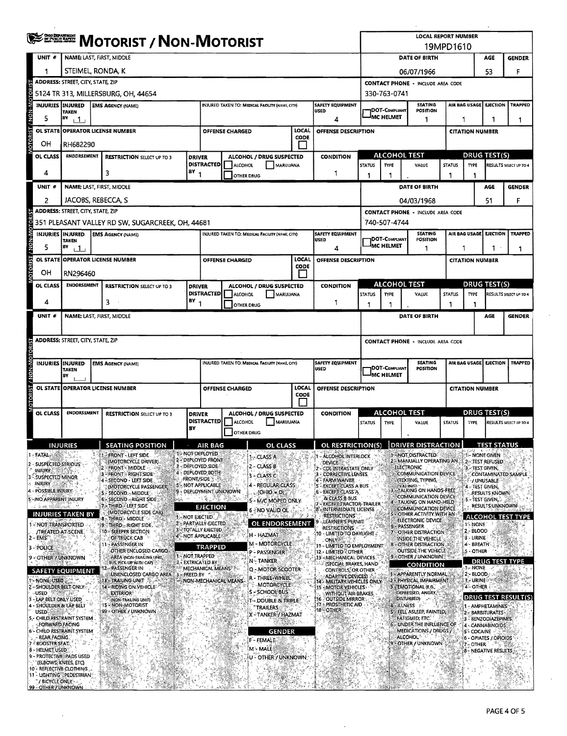# MOTORIST / NON-MOTORIST

**LOCAL REPORT NUMBER:** 19MPD1610

## Unit 1

| UNIT # | NAME: LAST, FIRST, MIDDLE | DATE OF BIRTH | AGE | GENDER |
|---|---|---|---|---|
| 1 | STEIMEL, RONDA, K | 06/07/1966 | 53 | F |

| ADDRESS: STREET, CITY, STATE, ZIP | CONTACT PHONE - INCLUDE AREA CODE |
|---|---|
| 5124 TR 313, MILLERSBURG, OH, 44654 | 330-763-0741 |

| INJURIES | INJURED TAKEN BY | EMS AGENCY (NAME) | INJURED TAKEN TO: MEDICAL FACILITY (NAME, CITY) | SAFETY EQUIPMENT USED | DOT-COMPLIANT MC HELMET | SEATING POSITION | AIR BAG USAGE | EJECTION | TRAPPED |
|---|---|---|---|---|---|---|---|---|---|
| 5 | 1 | | | 4 | | 1 | 1 | 1 | 1 |

| OL STATE | OPERATOR LICENSE NUMBER | OFFENSE CHARGED | LOCAL CODE | OFFENSE DESCRIPTION | CITATION NUMBER |
|---|---|---|---|---|---|
| OH | RH682290 | | | | |

| OL CLASS | ENDORSEMENT | RESTRICTION SELECT UP TO 3 | DRIVER DISTRACTED BY | ALCOHOL / DRUG SUSPECTED | CONDITION | ALCOHOL TEST STATUS | ALCOHOL TEST TYPE | ALCOHOL TEST VALUE | DRUG TEST STATUS | DRUG TEST TYPE | DRUG TEST RESULTS SELECT UP TO 4 |
|---|---|---|---|---|---|---|---|---|---|---|---|
| 4 | | 3 | 1 | | 1 | 1 | 1 | . | 1 | 1 | |

## Unit 2

| UNIT # | NAME: LAST, FIRST, MIDDLE | DATE OF BIRTH | AGE | GENDER |
|---|---|---|---|---|
| 2 | JACOBS, REBECCA, S | 04/03/1968 | 51 | F |

| ADDRESS: STREET, CITY, STATE, ZIP | CONTACT PHONE - INCLUDE AREA CODE |
|---|---|
| 351 PLEASANT VALLEY RD SW, SUGARCREEK, OH, 44681 | 740-507-4744 |

| INJURIES | INJURED TAKEN BY | EMS AGENCY (NAME) | INJURED TAKEN TO: MEDICAL FACILITY (NAME, CITY) | SAFETY EQUIPMENT USED | DOT-COMPLIANT MC HELMET | SEATING POSITION | AIR BAG USAGE | EJECTION | TRAPPED |
|---|---|---|---|---|---|---|---|---|---|
| 5 | 1 | | | 4 | | 1 | 1 | 1 | 1 |

| OL STATE | OPERATOR LICENSE NUMBER | OFFENSE CHARGED | LOCAL CODE | OFFENSE DESCRIPTION | CITATION NUMBER |
|---|---|---|---|---|---|
| OH | RN296460 | | | | |

| OL CLASS | ENDORSEMENT | RESTRICTION SELECT UP TO 3 | DRIVER DISTRACTED BY | ALCOHOL / DRUG SUSPECTED | CONDITION | ALCOHOL TEST STATUS | ALCOHOL TEST TYPE | ALCOHOL TEST VALUE | DRUG TEST STATUS | DRUG TEST TYPE | DRUG TEST RESULTS SELECT UP TO 4 |
|---|---|---|---|---|---|---|---|---|---|---|---|
| 4 | | 3 | 1 | | 1 | 1 | 1 | . | 1 | 1 | |

## Unit (blank)

| UNIT # | NAME: LAST, FIRST, MIDDLE | DATE OF BIRTH | AGE | GENDER |
|---|---|---|---|---|
| | | | | |

| ADDRESS: STREET, CITY, STATE, ZIP | CONTACT PHONE - INCLUDE AREA CODE |
|---|---|
| | |

| INJURIES | INJURED TAKEN BY | EMS AGENCY (NAME) | INJURED TAKEN TO: MEDICAL FACILITY (NAME, CITY) | SAFETY EQUIPMENT USED | DOT-COMPLIANT MC HELMET | SEATING POSITION | AIR BAG USAGE | EJECTION | TRAPPED |
|---|---|---|---|---|---|---|---|---|---|
| | | | | | | | | | |

| OL STATE | OPERATOR LICENSE NUMBER | OFFENSE CHARGED | LOCAL CODE | OFFENSE DESCRIPTION | CITATION NUMBER |
|---|---|---|---|---|---|
| | | | | | |

| OL CLASS | ENDORSEMENT | RESTRICTION SELECT UP TO 3 | DRIVER DISTRACTED BY | ALCOHOL / DRUG SUSPECTED | CONDITION | ALCOHOL TEST STATUS | ALCOHOL TEST TYPE | ALCOHOL TEST VALUE | DRUG TEST STATUS | DRUG TEST TYPE | DRUG TEST RESULTS SELECT UP TO 4 |
|---|---|---|---|---|---|---|---|---|---|---|---|
| | | | | | | | | | | | |

## Codes

**INJURIES**
1 - FATAL
2 - SUSPECTED SERIOUS INJURY
3 - SUSPECTED MINOR INJURY
4 - POSSIBLE INJURY
5 - NO APPARENT INJURY

**INJURIES TAKEN BY**
1 - NOT TRANSPORTED /TREATED AT SCENE
2 - EMS
3 - POLICE
9 - OTHER / UNKNOWN

**SAFETY EQUIPMENT**
1 - NONE USED
2 - SHOULDER BELT ONLY USED
3 - LAP BELT ONLY USED
4 - SHOULDER & LAP BELT USED
5 - CHILD RESTRAINT SYSTEM - FORWARD FACING
6 - CHILD RESTRAINT SYSTEM - REAR FACING
7 - BOOSTER SEAT
8 - HELMET USED
9 - PROTECTIVE PADS USED (ELBOWS, KNEES, ETC)
10 - REFLECTIVE CLOTHING
11 - LIGHTING - PEDESTRIAN / BICYCLE ONLY
99 - OTHER / UNKNOWN

**SEATING POSITION**
1 - FRONT - LEFT SIDE (MOTORCYCLE DRIVER)
2 - FRONT - MIDDLE
3 - FRONT - RIGHT SIDE
4 - SECOND - LEFT SIDE (MOTORCYCLE PASSENGER)
5 - SECOND - MIDDLE
6 - SECOND - RIGHT SIDE
7 - THIRD - LEFT SIDE (MOTORCYCLE SIDE CAR)
8 - THIRD - MIDDLE
9 - THIRD - RIGHT SIDE
10 - SLEEPER SECTION OF TRUCK CAB
11 - PASSENGER IN OTHER ENCLOSED CARGO AREA (NON-TRAILING UNIT, BUS, PICK-UP WITH CAP)
12 - PASSENGER IN UNENCLOSED CARGO AREA
13 - TRAILING UNIT
14 - RIDING ON VEHICLE EXTERIOR (NON-TRAILING UNIT)
15 - NON-MOTORIST
99 - OTHER / UNKNOWN

**AIR BAG**
1 - NOT DEPLOYED
2 - DEPLOYED FRONT
3 - DEPLOYED SIDE
4 - DEPLOYED BOTH FRONT/SIDE
5 - NOT APPLICABLE
9 - DEPLOYMENT UNKNOWN

**EJECTION**
1 - NOT EJECTED
2 - PARTIALLY EJECTED
3 - TOTALLY EJECTED
4 - NOT APPLICABLE

**TRAPPED**
1 - NOT TRAPPED
2 - EXTRICATED BY MECHANICAL MEANS
3 - FREED BY NON-MECHANICAL MEANS

**OL CLASS**
1 - CLASS A
2 - CLASS B
3 - CLASS C
4 - REGULAR CLASS (OHIO = D)
5 - M/C MOPED ONLY
6 - NO VALID OL

**OL ENDORSEMENT**
H - HAZMAT
M - MOTORCYCLE
P - PASSENGER
N - TANKER
Q - MOTOR SCOOTER
R - THREE-WHEEL MOTORCYCLE
S - SCHOOL BUS
T - DOUBLE & TRIPLE TRAILERS
X - TANKER / HAZMAT

**GENDER**
F - FEMALE
M - MALE
U - OTHER / UNKNOWN

**OL RESTRICTION(S)**
1 - ALCOHOL INTERLOCK DEVICE
2 - CDL INTRASTATE ONLY
3 - CORRECTIVE LENSES
4 - FARM WAIVER
5 - EXCEPT CLASS A BUS
6 - EXCEPT CLASS A & CLASS B BUS
7 - EXCEPT TRACTOR-TRAILER
8 - INTERMEDIATE LICENSE RESTRICTIONS
9 - LEARNER'S PERMIT RESTRICTIONS
10 - LIMITED TO DAYLIGHT ONLY
11 - LIMITED TO EMPLOYMENT
12 - LIMITED - OTHER
13 - MECHANICAL DEVICES (SPECIAL BRAKES, HAND CONTROLS, OR OTHER ADAPTIVE DEVICES)
14 - MILITARY VEHICLES ONLY
15 - MOTOR VEHICLES WITHOUT AIR BRAKES
16 - OUTSIDE MIRROR
17 - PROSTHETIC AID
18 - OTHER

**DRIVER DISTRACTION**
1 - NOT DISTRACTED
2 - MANUALLY OPERATING AN ELECTRONIC COMMUNICATION DEVICE (TEXTING, TYPING, DIALING)
3 - TALKING ON HANDS-FREE COMMUNICATION DEVICE
4 - TALKING ON HAND-HELD COMMUNICATION DEVICE
5 - OTHER ACTIVITY WITH AN ELECTRONIC DEVICE
6 - PASSENGER
7 - OTHER DISTRACTION INSIDE THE VEHICLE
8 - OTHER DISTRACTION OUTSIDE THE VEHICLE
9 - OTHER / UNKNOWN

**CONDITION**
1 - APPARENTLY NORMAL
2 - PHYSICAL IMPAIRMENT
3 - EMOTIONAL (E.G., DEPRESSED, ANGRY, DISTURBED)
4 - ILLNESS
5 - FELL ASLEEP, FAINTED, FATIGUED, ETC.
6 - UNDER THE INFLUENCE OF MEDICATIONS / DRUGS / ALCOHOL
9 - OTHER / UNKNOWN

**TEST STATUS**
1 - NONE GIVEN
2 - TEST REFUSED
3 - TEST GIVEN, CONTAMINATED SAMPLE / UNUSABLE
4 - TEST GIVEN, RESULTS KNOWN
5 - TEST GIVEN, RESULTS UNKNOWN

**ALCOHOL TEST TYPE**
1 - NONE
2 - BLOOD
3 - URINE
4 - BREATH
5 - OTHER

**DRUG TEST TYPE**
1 - NONE
2 - BLOOD
3 - URINE
4 - OTHER

**DRUG TEST RESULT(S)**
1 - AMPHETAMINES
2 - BARBITURATES
3 - BENZODIAZEPINES
4 - CANNABINOIDS
5 - COCAINE
6 - OPIATES / OPIOIDS
7 - OTHER
8 - NEGATIVE RESULTS